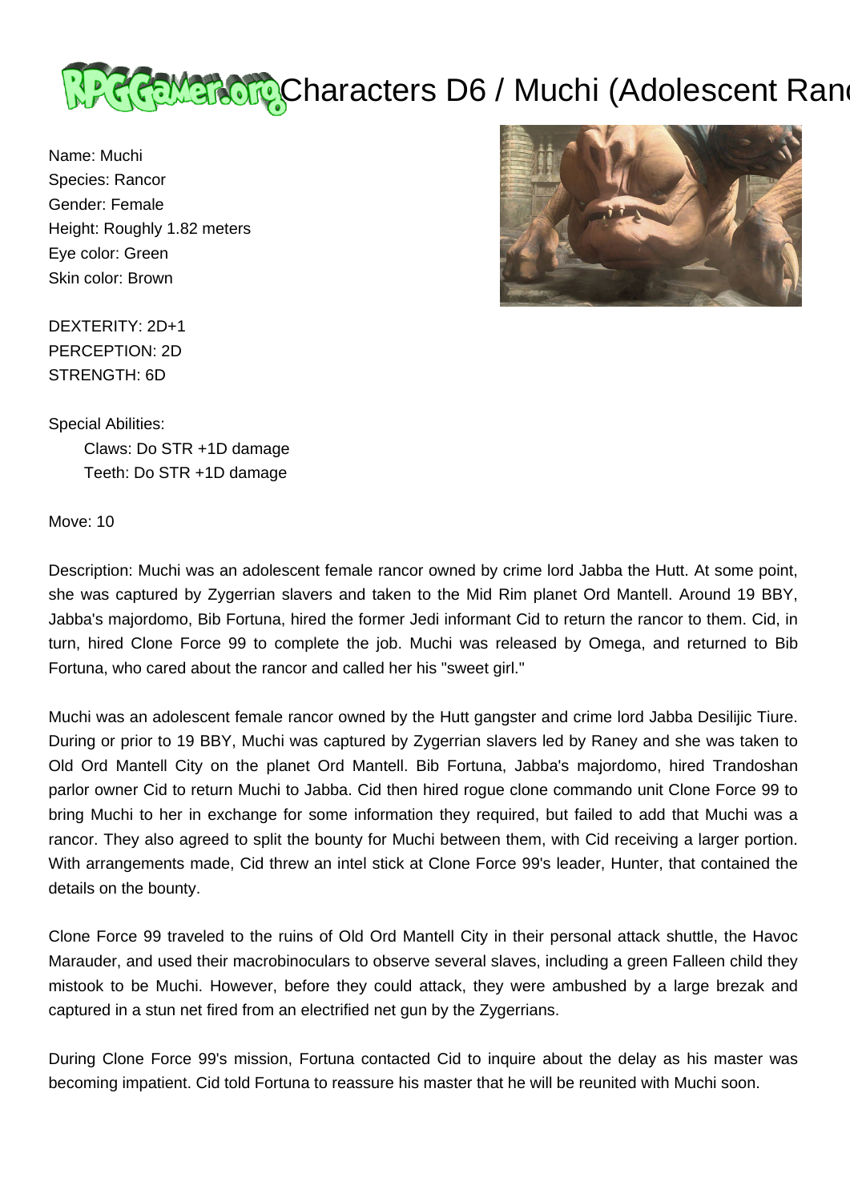# Characters D6 / Muchi (Adolescent Rancor)

Name: Muchi
Species: Rancor
Gender: Female
Height: Roughly 1.82 meters
Eye color: Green
Skin color: Brown

DEXTERITY: 2D+1
PERCEPTION: 2D
STRENGTH: 6D

Special Abilities:
Claws: Do STR +1D damage
Teeth: Do STR +1D damage

Move: 10

Description: Muchi was an adolescent female rancor owned by crime lord Jabba the Hutt. At some point, she was captured by Zygerrian slavers and taken to the Mid Rim planet Ord Mantell. Around 19 BBY, Jabba's majordomo, Bib Fortuna, hired the former Jedi informant Cid to return the rancor to them. Cid, in turn, hired Clone Force 99 to complete the job. Muchi was released by Omega, and returned to Bib Fortuna, who cared about the rancor and called her his "sweet girl."

Muchi was an adolescent female rancor owned by the Hutt gangster and crime lord Jabba Desilijic Tiure. During or prior to 19 BBY, Muchi was captured by Zygerrian slavers led by Raney and she was taken to Old Ord Mantell City on the planet Ord Mantell. Bib Fortuna, Jabba's majordomo, hired Trandoshan parlor owner Cid to return Muchi to Jabba. Cid then hired rogue clone commando unit Clone Force 99 to bring Muchi to her in exchange for some information they required, but failed to add that Muchi was a rancor. They also agreed to split the bounty for Muchi between them, with Cid receiving a larger portion. With arrangements made, Cid threw an intel stick at Clone Force 99's leader, Hunter, that contained the details on the bounty.

Clone Force 99 traveled to the ruins of Old Ord Mantell City in their personal attack shuttle, the Havoc Marauder, and used their macrobinoculars to observe several slaves, including a green Falleen child they mistook to be Muchi. However, before they could attack, they were ambushed by a large brezak and captured in a stun net fired from an electrified net gun by the Zygerrians.

During Clone Force 99's mission, Fortuna contacted Cid to inquire about the delay as his master was becoming impatient. Cid told Fortuna to reassure his master that he will be reunited with Muchi soon.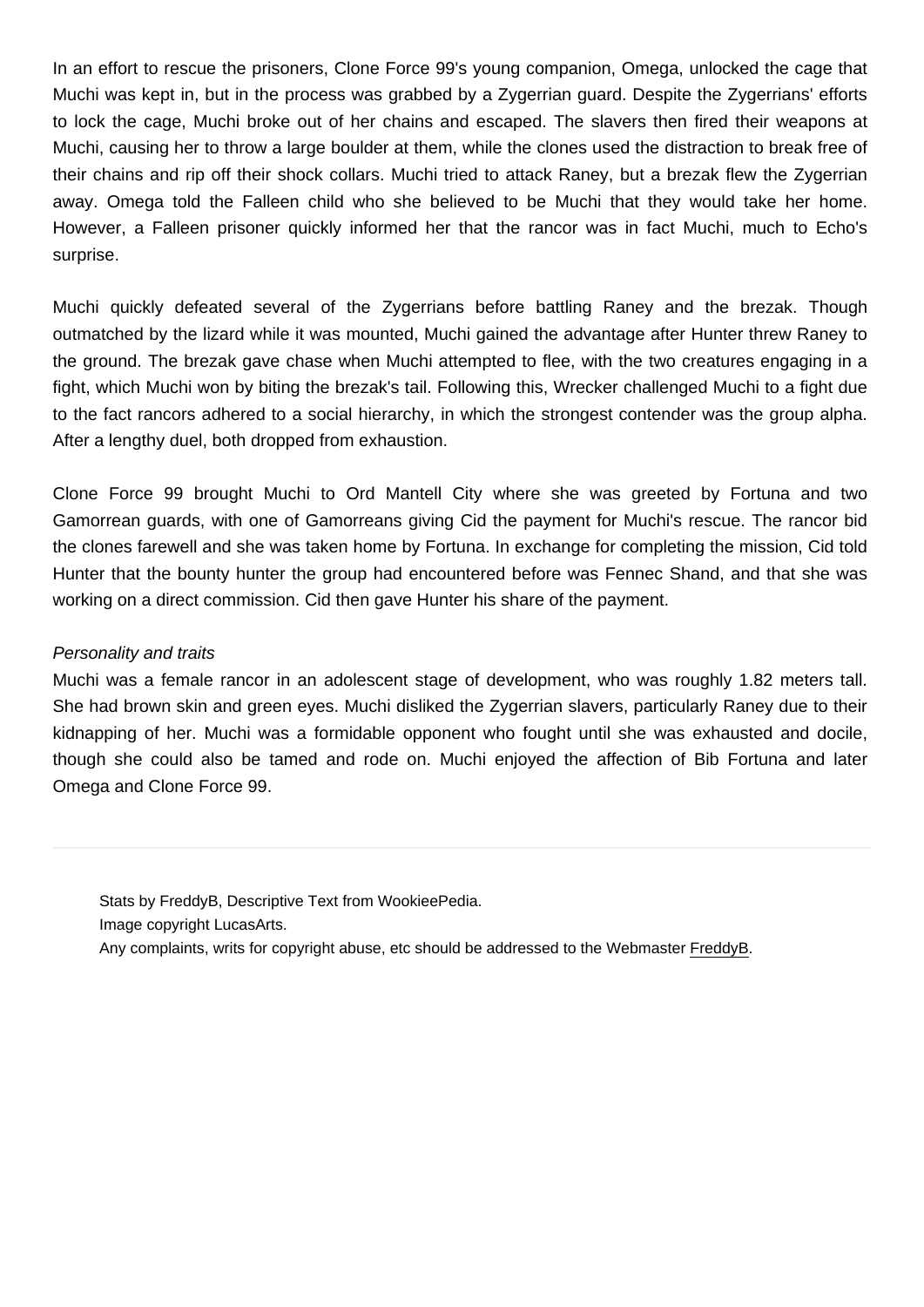In an effort to rescue the prisoners, Clone Force 99's young companion, Omega, unlocked the cage that Muchi was kept in, but in the process was grabbed by a Zygerrian guard. Despite the Zygerrians' efforts to lock the cage, Muchi broke out of her chains and escaped. The slavers then fired their weapons at Muchi, causing her to throw a large boulder at them, while the clones used the distraction to break free of their chains and rip off their shock collars. Muchi tried to attack Raney, but a brezak flew the Zygerrian away. Omega told the Falleen child who she believed to be Muchi that they would take her home. However, a Falleen prisoner quickly informed her that the rancor was in fact Muchi, much to Echo's surprise.

Muchi quickly defeated several of the Zygerrians before battling Raney and the brezak. Though outmatched by the lizard while it was mounted, Muchi gained the advantage after Hunter threw Raney to the ground. The brezak gave chase when Muchi attempted to flee, with the two creatures engaging in a fight, which Muchi won by biting the brezak's tail. Following this, Wrecker challenged Muchi to a fight due to the fact rancors adhered to a social hierarchy, in which the strongest contender was the group alpha. After a lengthy duel, both dropped from exhaustion.

Clone Force 99 brought Muchi to Ord Mantell City where she was greeted by Fortuna and two Gamorrean guards, with one of Gamorreans giving Cid the payment for Muchi's rescue. The rancor bid the clones farewell and she was taken home by Fortuna. In exchange for completing the mission, Cid told Hunter that the bounty hunter the group had encountered before was Fennec Shand, and that she was working on a direct commission. Cid then gave Hunter his share of the payment.

*Personality and traits*

Muchi was a female rancor in an adolescent stage of development, who was roughly 1.82 meters tall. She had brown skin and green eyes. Muchi disliked the Zygerrian slavers, particularly Raney due to their kidnapping of her. Muchi was a formidable opponent who fought until she was exhausted and docile, though she could also be tamed and rode on. Muchi enjoyed the affection of Bib Fortuna and later Omega and Clone Force 99.

---

Stats by FreddyB, Descriptive Text from WookieePedia.
Image copyright LucasArts.
Any complaints, writs for copyright abuse, etc should be addressed to the Webmaster FreddyB.